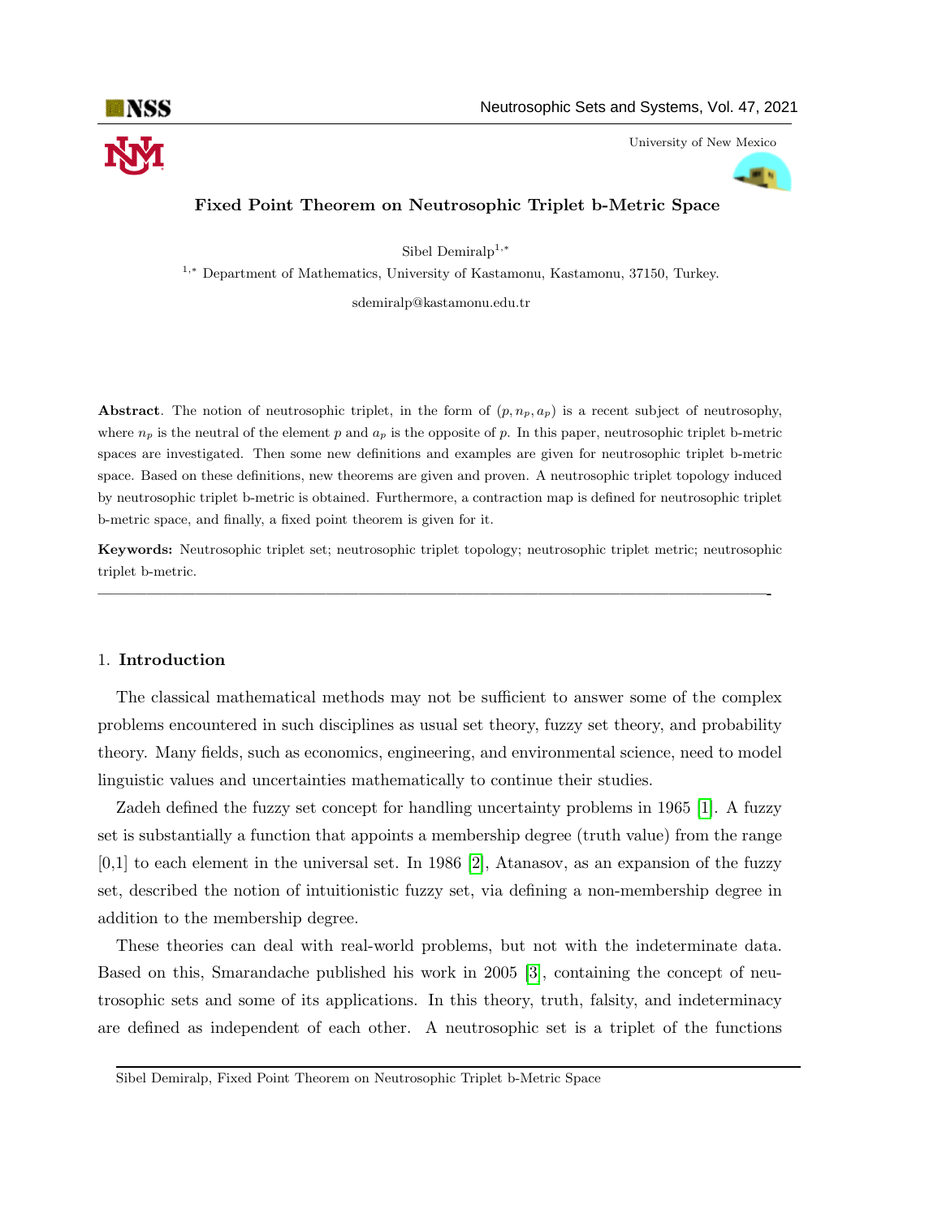# Fixed Point Theorem on Neutrosophic Triplet b-Metric Space

Sibel Demiralp[1,*]

[1,*] Department of Mathematics, University of Kastamonu, Kastamonu, 37150, Turkey.

sdemiralp@kastamonu.edu.tr

**Abstract**. The notion of neutrosophic triplet, in the form of $(p, n_p, a_p)$ is a recent subject of neutrosophy, where $n_p$ is the neutral of the element $p$ and $a_p$ is the opposite of $p$. In this paper, neutrosophic triplet b-metric spaces are investigated. Then some new definitions and examples are given for neutrosophic triplet b-metric space. Based on these definitions, new theorems are given and proven. A neutrosophic triplet topology induced by neutrosophic triplet b-metric is obtained. Furthermore, a contraction map is defined for neutrosophic triplet b-metric space, and finally, a fixed point theorem is given for it.

**Keywords:** Neutrosophic triplet set; neutrosophic triplet topology; neutrosophic triplet metric; neutrosophic triplet b-metric.

---

## 1. Introduction

The classical mathematical methods may not be sufficient to answer some of the complex problems encountered in such disciplines as usual set theory, fuzzy set theory, and probability theory. Many fields, such as economics, engineering, and environmental science, need to model linguistic values and uncertainties mathematically to continue their studies.

Zadeh defined the fuzzy set concept for handling uncertainty problems in 1965 [1]. A fuzzy set is substantially a function that appoints a membership degree (truth value) from the range [0,1] to each element in the universal set. In 1986 [2], Atanasov, as an expansion of the fuzzy set, described the notion of intuitionistic fuzzy set, via defining a non-membership degree in addition to the membership degree.

These theories can deal with real-world problems, but not with the indeterminate data. Based on this, Smarandache published his work in 2005 [3], containing the concept of neutrosophic sets and some of its applications. In this theory, truth, falsity, and indeterminacy are defined as independent of each other. A neutrosophic set is a triplet of the functions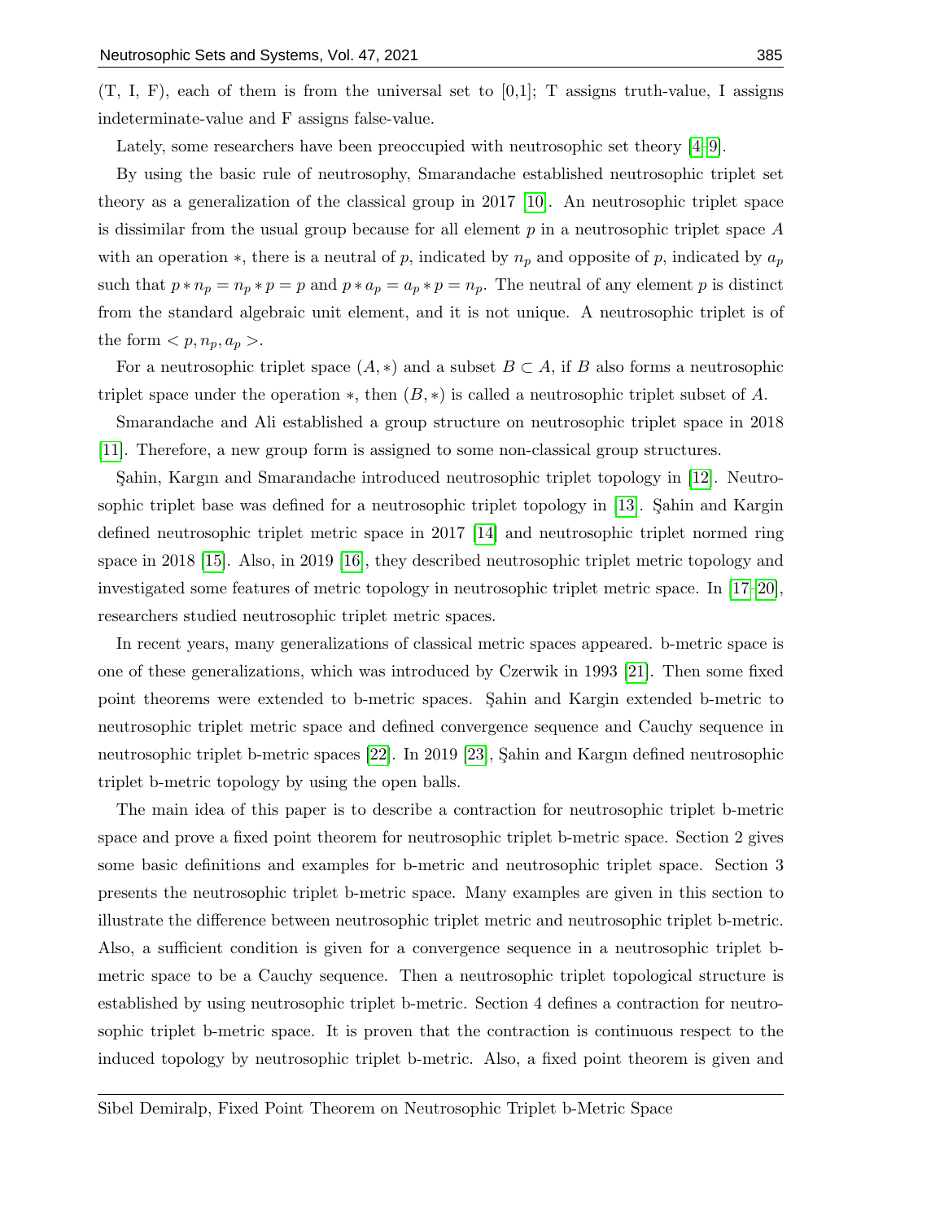(T, I, F), each of them is from the universal set to [0,1]; T assigns truth-value, I assigns indeterminate-value and F assigns false-value.

Lately, some researchers have been preoccupied with neutrosophic set theory [4–9].

By using the basic rule of neutrosophy, Smarandache established neutrosophic triplet set theory as a generalization of the classical group in 2017 [10]. An neutrosophic triplet space is dissimilar from the usual group because for all element $p$ in a neutrosophic triplet space $A$ with an operation $*$, there is a neutral of $p$, indicated by $n_p$ and opposite of $p$, indicated by $a_p$ such that $p * n_p = n_p * p = p$ and $p * a_p = a_p * p = n_p$. The neutral of any element $p$ is distinct from the standard algebraic unit element, and it is not unique. A neutrosophic triplet is of the form $< p, n_p, a_p >$.

For a neutrosophic triplet space $(A, *)$ and a subset $B \subset A$, if $B$ also forms a neutrosophic triplet space under the operation $*$, then $(B, *)$ is called a neutrosophic triplet subset of $A$.

Smarandache and Ali established a group structure on neutrosophic triplet space in 2018 [11]. Therefore, a new group form is assigned to some non-classical group structures.

Şahin, Kargın and Smarandache introduced neutrosophic triplet topology in [12]. Neutrosophic triplet base was defined for a neutrosophic triplet topology in [13]. Şahin and Kargin defined neutrosophic triplet metric space in 2017 [14] and neutrosophic triplet normed ring space in 2018 [15]. Also, in 2019 [16], they described neutrosophic triplet metric topology and investigated some features of metric topology in neutrosophic triplet metric space. In [17–20], researchers studied neutrosophic triplet metric spaces.

In recent years, many generalizations of classical metric spaces appeared. b-metric space is one of these generalizations, which was introduced by Czerwik in 1993 [21]. Then some fixed point theorems were extended to b-metric spaces. Şahin and Kargin extended b-metric to neutrosophic triplet metric space and defined convergence sequence and Cauchy sequence in neutrosophic triplet b-metric spaces [22]. In 2019 [23], Şahin and Kargın defined neutrosophic triplet b-metric topology by using the open balls.

The main idea of this paper is to describe a contraction for neutrosophic triplet b-metric space and prove a fixed point theorem for neutrosophic triplet b-metric space. Section 2 gives some basic definitions and examples for b-metric and neutrosophic triplet space. Section 3 presents the neutrosophic triplet b-metric space. Many examples are given in this section to illustrate the difference between neutrosophic triplet metric and neutrosophic triplet b-metric. Also, a sufficient condition is given for a convergence sequence in a neutrosophic triplet b-metric space to be a Cauchy sequence. Then a neutrosophic triplet topological structure is established by using neutrosophic triplet b-metric. Section 4 defines a contraction for neutrosophic triplet b-metric space. It is proven that the contraction is continuous respect to the induced topology by neutrosophic triplet b-metric. Also, a fixed point theorem is given and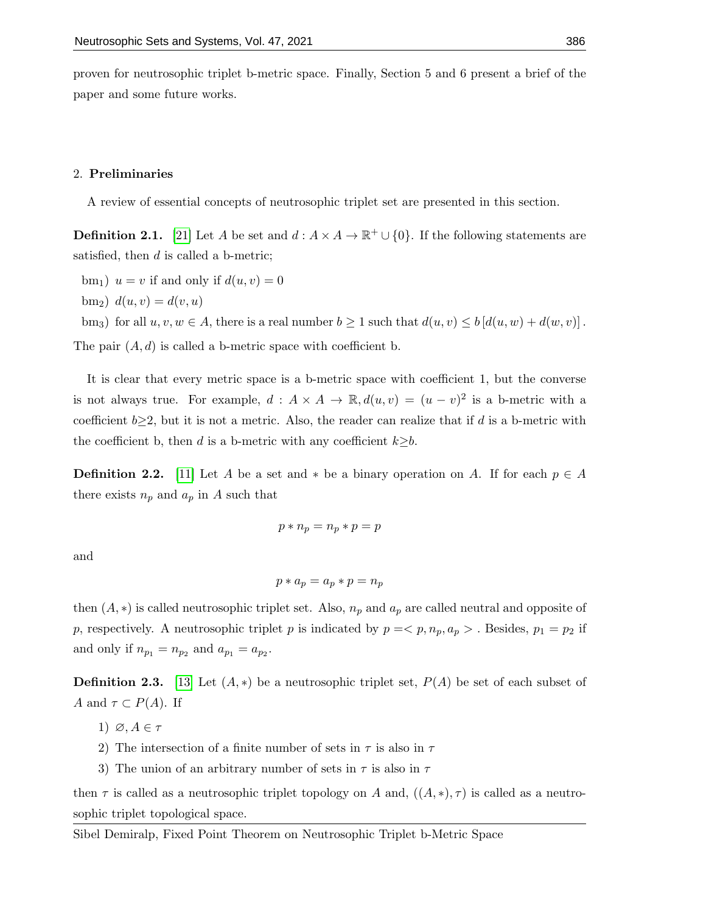proven for neutrosophic triplet b-metric space. Finally, Section 5 and 6 present a brief of the paper and some future works.

## 2. **Preliminaries**

A review of essential concepts of neutrosophic triplet set are presented in this section.

**Definition 2.1.** [21] Let $A$ be set and $d : A \times A \to \mathbb{R}^+ \cup \{0\}$. If the following statements are satisfied, then $d$ is called a b-metric;

bm$_1$) $u = v$ if and only if $d(u, v) = 0$

bm$_2$) $d(u, v) = d(v, u)$

bm$_3$) for all $u, v, w \in A$, there is a real number $b \geq 1$ such that $d(u, v) \leq b\,[d(u, w) + d(w, v)]$.

The pair $(A, d)$ is called a b-metric space with coefficient b.

It is clear that every metric space is a b-metric space with coefficient 1, but the converse is not always true. For example, $d : A \times A \to \mathbb{R}, d(u, v) = (u - v)^2$ is a b-metric with a coefficient $b \geq 2$, but it is not a metric. Also, the reader can realize that if $d$ is a b-metric with the coefficient b, then $d$ is a b-metric with any coefficient $k \geq b$.

**Definition 2.2.** [11] Let $A$ be a set and $*$ be a binary operation on $A$. If for each $p \in A$ there exists $n_p$ and $a_p$ in $A$ such that

$$p * n_p = n_p * p = p$$

and

$$p * a_p = a_p * p = n_p$$

then $(A, *)$ is called neutrosophic triplet set. Also, $n_p$ and $a_p$ are called neutral and opposite of $p$, respectively. A neutrosophic triplet $p$ is indicated by $p = < p, n_p, a_p >$. Besides, $p_1 = p_2$ if and only if $n_{p_1} = n_{p_2}$ and $a_{p_1} = a_{p_2}$.

**Definition 2.3.** [13] Let $(A, *)$ be a neutrosophic triplet set, $P(A)$ be set of each subset of $A$ and $\tau \subset P(A)$. If

1) $\varnothing, A \in \tau$
2) The intersection of a finite number of sets in $\tau$ is also in $\tau$
3) The union of an arbitrary number of sets in $\tau$ is also in $\tau$

then $\tau$ is called as a neutrosophic triplet topology on $A$ and, $((A, *), \tau)$ is called as a neutrosophic triplet topological space.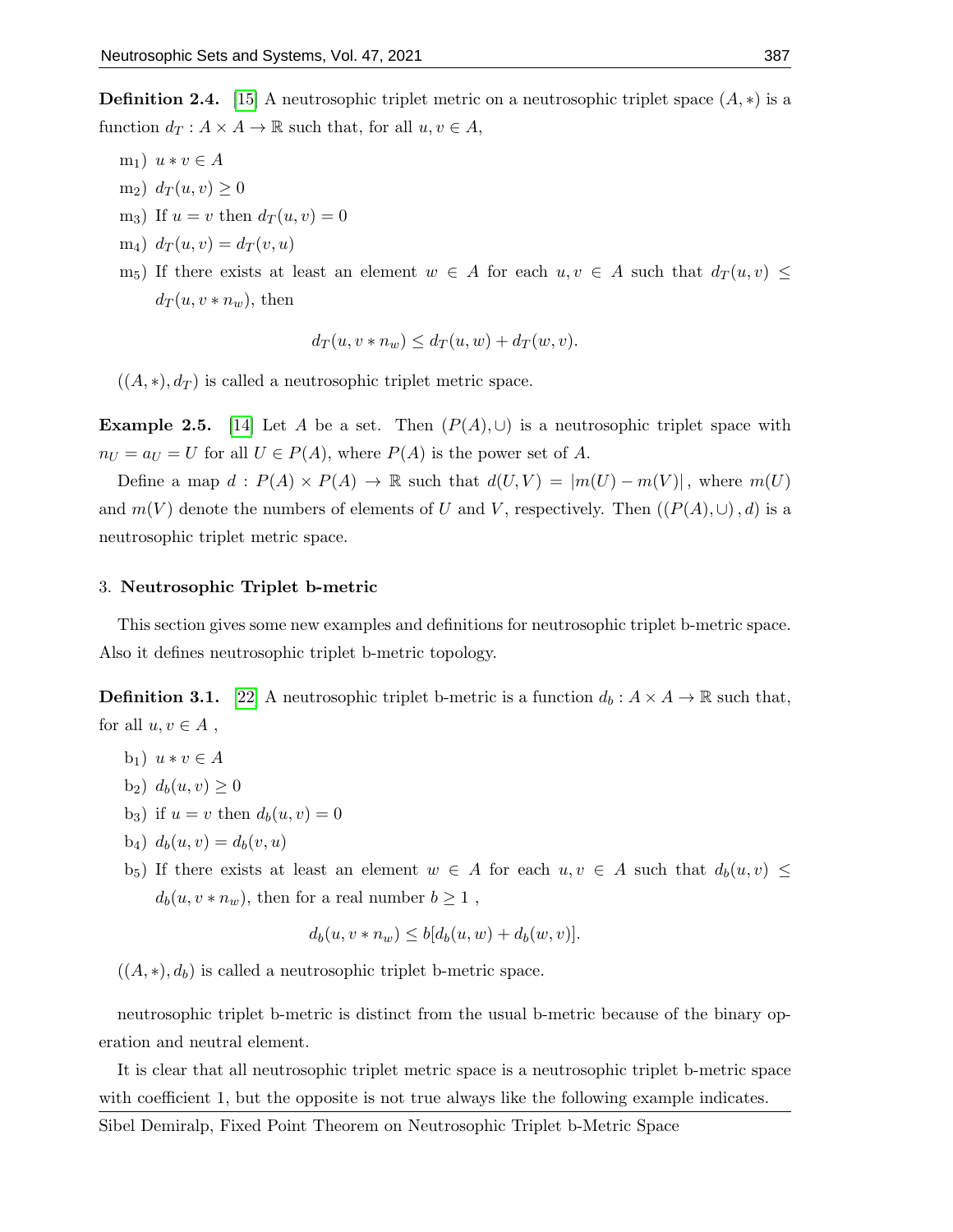**Definition 2.4.** [15] A neutrosophic triplet metric on a neutrosophic triplet space $(A, *)$ is a function $d_T : A \times A \to \mathbb{R}$ such that, for all $u, v \in A$,

- m$_1$) $u * v \in A$
- m$_2$) $d_T(u, v) \geq 0$
- m$_3$) If $u = v$ then $d_T(u, v) = 0$
- m$_4$) $d_T(u, v) = d_T(v, u)$
- m$_5$) If there exists at least an element $w \in A$ for each $u, v \in A$ such that $d_T(u, v) \leq d_T(u, v * n_w)$, then

$$d_T(u, v * n_w) \leq d_T(u, w) + d_T(w, v).$$

$((A, *), d_T)$ is called a neutrosophic triplet metric space.

**Example 2.5.** [14] Let $A$ be a set. Then $(P(A), \cup)$ is a neutrosophic triplet space with $n_U = a_U = U$ for all $U \in P(A)$, where $P(A)$ is the power set of $A$.

Define a map $d : P(A) \times P(A) \to \mathbb{R}$ such that $d(U, V) = |m(U) - m(V)|$, where $m(U)$ and $m(V)$ denote the numbers of elements of $U$ and $V$, respectively. Then $((P(A), \cup), d)$ is a neutrosophic triplet metric space.

## 3. Neutrosophic Triplet b-metric

This section gives some new examples and definitions for neutrosophic triplet b-metric space. Also it defines neutrosophic triplet b-metric topology.

**Definition 3.1.** [22] A neutrosophic triplet b-metric is a function $d_b : A \times A \to \mathbb{R}$ such that, for all $u, v \in A$ ,

- b$_1$) $u * v \in A$
- b$_2$) $d_b(u, v) \geq 0$
- b$_3$) if $u = v$ then $d_b(u, v) = 0$
- b$_4$) $d_b(u, v) = d_b(v, u)$
- b$_5$) If there exists at least an element $w \in A$ for each $u, v \in A$ such that $d_b(u, v) \leq d_b(u, v * n_w)$, then for a real number $b \geq 1$ ,

$$d_b(u, v * n_w) \leq b[d_b(u, w) + d_b(w, v)].$$

$((A, *), d_b)$ is called a neutrosophic triplet b-metric space.

neutrosophic triplet b-metric is distinct from the usual b-metric because of the binary operation and neutral element.

It is clear that all neutrosophic triplet metric space is a neutrosophic triplet b-metric space with coefficient 1, but the opposite is not true always like the following example indicates.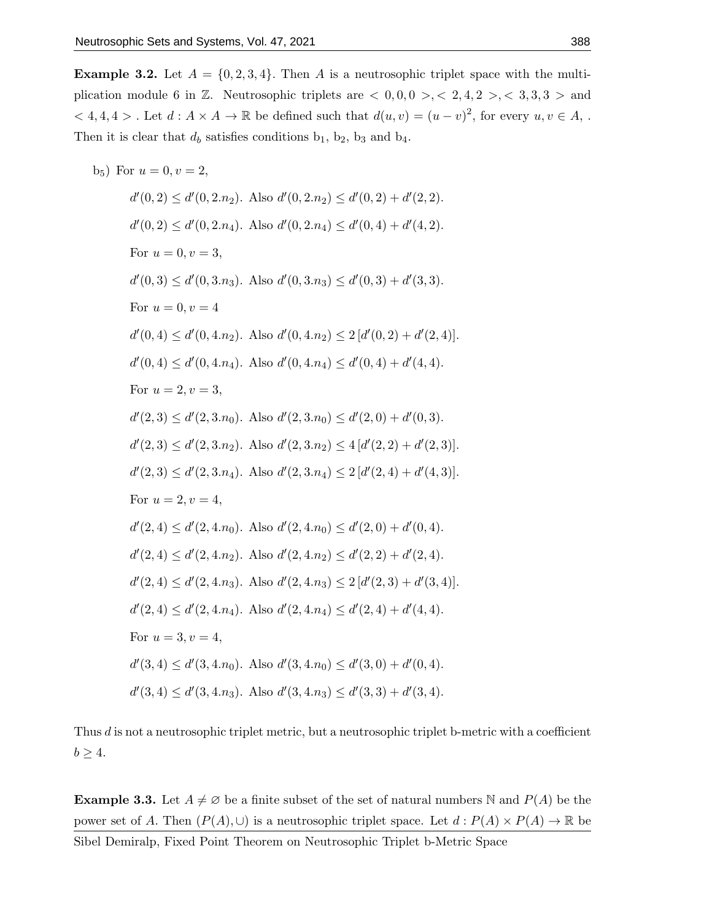**Example 3.2.** Let $A = \{0, 2, 3, 4\}$. Then $A$ is a neutrosophic triplet space with the multiplication module 6 in $\mathbb{Z}$. Neutrosophic triplets are $< 0, 0, 0 >, < 2, 4, 2 >, < 3, 3, 3 >$ and $< 4, 4, 4 >$ . Let $d : A \times A \to \mathbb{R}$ be defined such that $d(u, v) = (u - v)^2$, for every $u, v \in A$, . Then it is clear that $d_b$ satisfies conditions $b_1$, $b_2$, $b_3$ and $b_4$.

b$_5$) For $u = 0, v = 2$,

$d'(0, 2) \le d'(0, 2.n_2)$. Also $d'(0, 2.n_2) \le d'(0, 2) + d'(2, 2)$.

$d'(0, 2) \le d'(0, 2.n_4)$. Also $d'(0, 2.n_4) \le d'(0, 4) + d'(4, 2)$.

For $u = 0, v = 3$,

$d'(0, 3) \le d'(0, 3.n_3)$. Also $d'(0, 3.n_3) \le d'(0, 3) + d'(3, 3)$.

For $u = 0, v = 4$

$d'(0, 4) \le d'(0, 4.n_2)$. Also $d'(0, 4.n_2) \le 2 [d'(0, 2) + d'(2, 4)]$.

$d'(0, 4) \le d'(0, 4.n_4)$. Also $d'(0, 4.n_4) \le d'(0, 4) + d'(4, 4)$.

For $u = 2, v = 3$,

$d'(2, 3) \le d'(2, 3.n_0)$. Also $d'(2, 3.n_0) \le d'(2, 0) + d'(0, 3)$.

$d'(2, 3) \le d'(2, 3.n_2)$. Also $d'(2, 3.n_2) \le 4 [d'(2, 2) + d'(2, 3)]$.

$d'(2, 3) \le d'(2, 3.n_4)$. Also $d'(2, 3.n_4) \le 2 [d'(2, 4) + d'(4, 3)]$.

For $u = 2, v = 4$,

$d'(2, 4) \le d'(2, 4.n_0)$. Also $d'(2, 4.n_0) \le d'(2, 0) + d'(0, 4)$.

$d'(2, 4) \le d'(2, 4.n_2)$. Also $d'(2, 4.n_2) \le d'(2, 2) + d'(2, 4)$.

$d'(2, 4) \le d'(2, 4.n_3)$. Also $d'(2, 4.n_3) \le 2 [d'(2, 3) + d'(3, 4)]$.

$d'(2, 4) \le d'(2, 4.n_4)$. Also $d'(2, 4.n_4) \le d'(2, 4) + d'(4, 4)$.

For $u = 3, v = 4$,

$d'(3, 4) \le d'(3, 4.n_0)$. Also $d'(3, 4.n_0) \le d'(3, 0) + d'(0, 4)$.

$d'(3, 4) \le d'(3, 4.n_3)$. Also $d'(3, 4.n_3) \le d'(3, 3) + d'(3, 4)$.

Thus $d$ is not a neutrosophic triplet metric, but a neutrosophic triplet b-metric with a coefficient $b \ge 4$.

**Example 3.3.** Let $A \ne \varnothing$ be a finite subset of the set of natural numbers $\mathbb{N}$ and $P(A)$ be the power set of $A$. Then $(P(A), \cup)$ is a neutrosophic triplet space. Let $d : P(A) \times P(A) \to \mathbb{R}$ be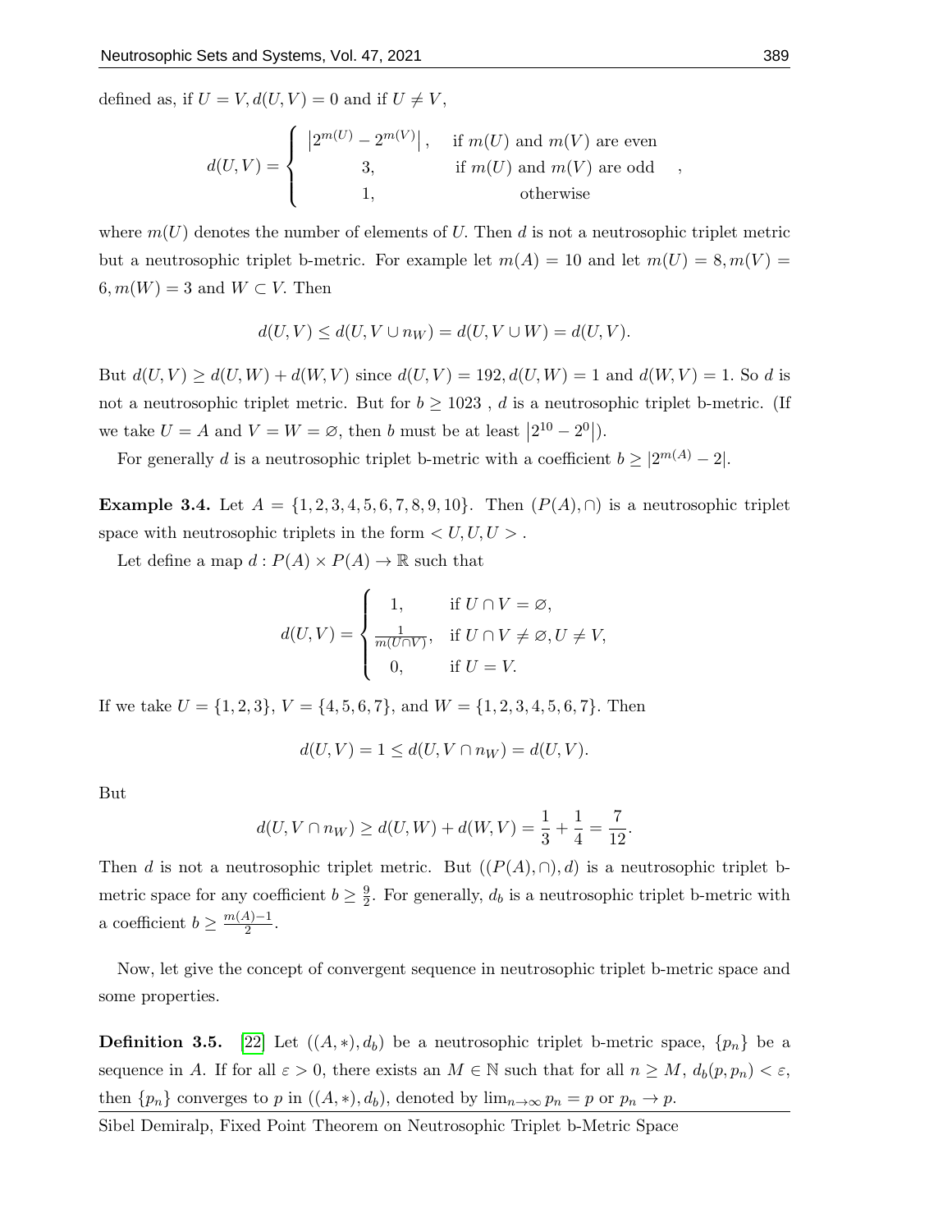defined as, if $U = V, d(U,V) = 0$ and if $U \neq V$,

$$d(U,V) = \begin{cases} \left|2^{m(U)} - 2^{m(V)}\right|, & \text{if } m(U) \text{ and } m(V) \text{ are even} \\ 3, & \text{if } m(U) \text{ and } m(V) \text{ are odd} \\ 1, & \text{otherwise} \end{cases},$$

where $m(U)$ denotes the number of elements of $U$. Then $d$ is not a neutrosophic triplet metric but a neutrosophic triplet b-metric. For example let $m(A) = 10$ and let $m(U) = 8, m(V) = 6, m(W) = 3$ and $W \subset V$. Then

$$d(U,V) \leq d(U, V \cup n_W) = d(U, V \cup W) = d(U,V).$$

But $d(U,V) \geq d(U,W) + d(W,V)$ since $d(U,V) = 192, d(U,W) = 1$ and $d(W,V) = 1$. So $d$ is not a neutrosophic triplet metric. But for $b \geq 1023$ , $d$ is a neutrosophic triplet b-metric. (If we take $U = A$ and $V = W = \varnothing$, then $b$ must be at least $\left|2^{10} - 2^{0}\right|$).

For generally $d$ is a neutrosophic triplet b-metric with a coefficient $b \geq |2^{m(A)} - 2|$.

**Example 3.4.** Let $A = \{1, 2, 3, 4, 5, 6, 7, 8, 9, 10\}$. Then $(P(A), \cap)$ is a neutrosophic triplet space with neutrosophic triplets in the form $< U, U, U >$.

Let define a map $d : P(A) \times P(A) \to \mathbb{R}$ such that

$$d(U,V) = \begin{cases} 1, & \text{if } U \cap V = \varnothing, \\ \frac{1}{m(U \cap V)}, & \text{if } U \cap V \neq \varnothing, U \neq V, \\ 0, & \text{if } U = V. \end{cases}$$

If we take $U = \{1, 2, 3\}$, $V = \{4, 5, 6, 7\}$, and $W = \{1, 2, 3, 4, 5, 6, 7\}$. Then

$$d(U,V) = 1 \leq d(U, V \cap n_W) = d(U,V).$$

But

$$d(U, V \cap n_W) \geq d(U,W) + d(W,V) = \frac{1}{3} + \frac{1}{4} = \frac{7}{12}.$$

Then $d$ is not a neutrosophic triplet metric. But $((P(A), \cap), d)$ is a neutrosophic triplet b-metric space for any coefficient $b \geq \frac{9}{2}$. For generally, $d_b$ is a neutrosophic triplet b-metric with a coefficient $b \geq \frac{m(A)-1}{2}$.

Now, let give the concept of convergent sequence in neutrosophic triplet b-metric space and some properties.

**Definition 3.5.** [22] Let $((A, *), d_b)$ be a neutrosophic triplet b-metric space, $\{p_n\}$ be a sequence in $A$. If for all $\varepsilon > 0$, there exists an $M \in \mathbb{N}$ such that for all $n \geq M$, $d_b(p, p_n) < \varepsilon$, then $\{p_n\}$ converges to $p$ in $((A, *), d_b)$, denoted by $\lim_{n \to \infty} p_n = p$ or $p_n \to p$.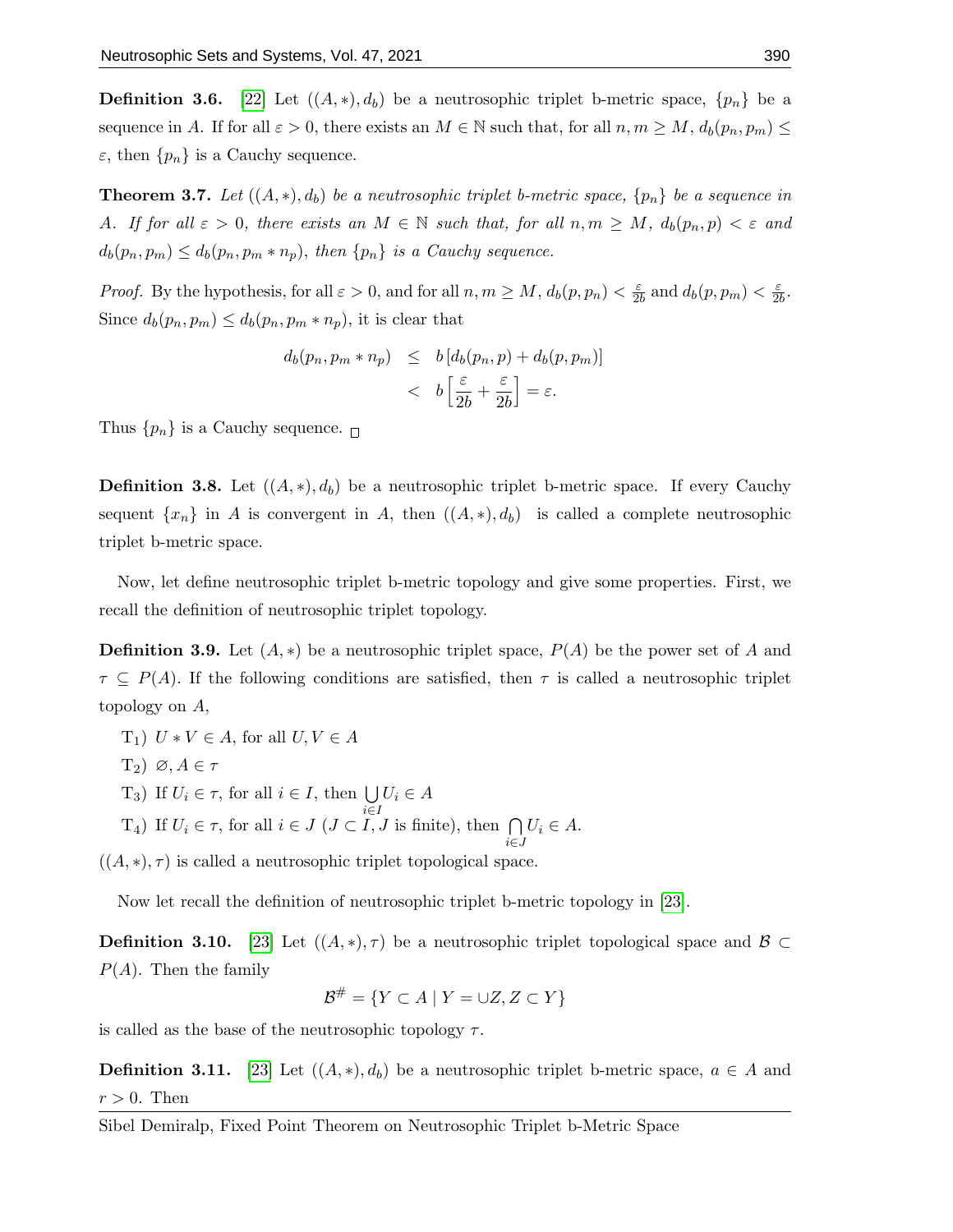**Definition 3.6.** [22] Let $((A,*), d_b)$ be a neutrosophic triplet b-metric space, $\{p_n\}$ be a sequence in $A$. If for all $\varepsilon > 0$, there exists an $M \in \mathbb{N}$ such that, for all $n, m \geq M$, $d_b(p_n, p_m) \leq \varepsilon$, then $\{p_n\}$ is a Cauchy sequence.

**Theorem 3.7.** *Let $((A,*), d_b)$ be a neutrosophic triplet b-metric space, $\{p_n\}$ be a sequence in $A$. If for all $\varepsilon > 0$, there exists an $M \in \mathbb{N}$ such that, for all $n, m \geq M$, $d_b(p_n, p) < \varepsilon$ and $d_b(p_n, p_m) \leq d_b(p_n, p_m * n_p)$, then $\{p_n\}$ is a Cauchy sequence.*

*Proof.* By the hypothesis, for all $\varepsilon > 0$, and for all $n, m \geq M$, $d_b(p, p_n) < \frac{\varepsilon}{2b}$ and $d_b(p, p_m) < \frac{\varepsilon}{2b}$. Since $d_b(p_n, p_m) \leq d_b(p_n, p_m * n_p)$, it is clear that

$$\begin{aligned} d_b(p_n, p_m * n_p) &\leq b\left[d_b(p_n, p) + d_b(p, p_m)\right] \\ &< b\left[\frac{\varepsilon}{2b} + \frac{\varepsilon}{2b}\right] = \varepsilon. \end{aligned}$$

Thus $\{p_n\}$ is a Cauchy sequence. □

**Definition 3.8.** Let $((A,*), d_b)$ be a neutrosophic triplet b-metric space. If every Cauchy sequent $\{x_n\}$ in $A$ is convergent in $A$, then $((A,*), d_b)$ is called a complete neutrosophic triplet b-metric space.

Now, let define neutrosophic triplet b-metric topology and give some properties. First, we recall the definition of neutrosophic triplet topology.

**Definition 3.9.** Let $(A,*)$ be a neutrosophic triplet space, $P(A)$ be the power set of $A$ and $\tau \subseteq P(A)$. If the following conditions are satisfied, then $\tau$ is called a neutrosophic triplet topology on $A$,

- $\mathrm{T}_1$) $U * V \in A$, for all $U, V \in A$
- $\mathrm{T}_2$) $\varnothing, A \in \tau$
- $\mathrm{T}_3$) If $U_i \in \tau$, for all $i \in I$, then $\bigcup_{i \in I} U_i \in A$
- $\mathrm{T}_4$) If $U_i \in \tau$, for all $i \in J$ ($J \subset I$, $J$ is finite), then $\bigcap_{i \in J} U_i \in A$.

$((A,*), \tau)$ is called a neutrosophic triplet topological space.

Now let recall the definition of neutrosophic triplet b-metric topology in [23].

**Definition 3.10.** [23] Let $((A,*), \tau)$ be a neutrosophic triplet topological space and $\mathcal{B} \subset P(A)$. Then the family

$$\mathcal{B}^{\#} = \{Y \subset A \mid Y = \cup Z, Z \subset Y\}$$

is called as the base of the neutrosophic topology $\tau$.

**Definition 3.11.** [23] Let $((A,*), d_b)$ be a neutrosophic triplet b-metric space, $a \in A$ and $r > 0$. Then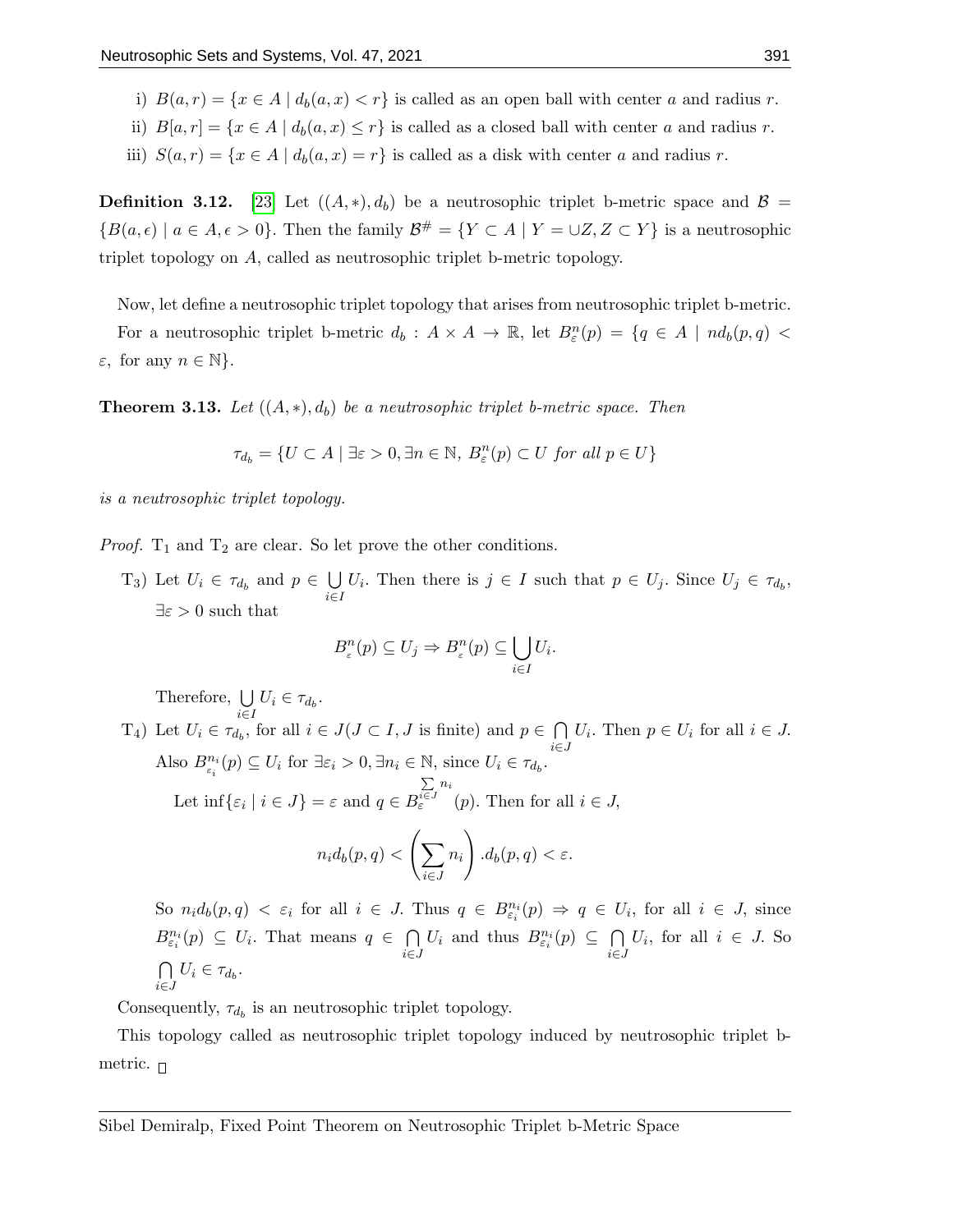i) $B(a, r) = \{x \in A \mid d_b(a, x) < r\}$ is called as an open ball with center $a$ and radius $r$.

ii) $B[a, r] = \{x \in A \mid d_b(a, x) \leq r\}$ is called as a closed ball with center $a$ and radius $r$.

iii) $S(a, r) = \{x \in A \mid d_b(a, x) = r\}$ is called as a disk with center $a$ and radius $r$.

**Definition 3.12.** [23] Let $((A, *), d_b)$ be a neutrosophic triplet b-metric space and $\mathcal{B} = \{B(a, \epsilon) \mid a \in A, \epsilon > 0\}$. Then the family $\mathcal{B}^{\#} = \{Y \subset A \mid Y = \cup Z, Z \subset Y\}$ is a neutrosophic triplet topology on $A$, called as neutrosophic triplet b-metric topology.

Now, let define a neutrosophic triplet topology that arises from neutrosophic triplet b-metric.

For a neutrosophic triplet b-metric $d_b : A \times A \to \mathbb{R}$, let $B^n_\varepsilon(p) = \{q \in A \mid nd_b(p, q) < \varepsilon, \text{ for any } n \in \mathbb{N}\}$.

**Theorem 3.13.** *Let $((A, *), d_b)$ be a neutrosophic triplet b-metric space. Then*

$$\tau_{d_b} = \{U \subset A \mid \exists \varepsilon > 0, \exists n \in \mathbb{N},\ B^n_\varepsilon(p) \subset U \text{ for all } p \in U\}$$

*is a neutrosophic triplet topology.*

*Proof.* $\text{T}_1$ and $\text{T}_2$ are clear. So let prove the other conditions.

$\text{T}_3$) Let $U_i \in \tau_{d_b}$ and $p \in \bigcup\limits_{i \in I} U_i$. Then there is $j \in I$ such that $p \in U_j$. Since $U_j \in \tau_{d_b}$, $\exists \varepsilon > 0$ such that

$$B^n_\varepsilon(p) \subseteq U_j \Rightarrow B^n_\varepsilon(p) \subseteq \bigcup_{i \in I} U_i.$$

Therefore, $\bigcup\limits_{i \in I} U_i \in \tau_{d_b}$.

$\text{T}_4$) Let $U_i \in \tau_{d_b}$, for all $i \in J (J \subset I, J$ is finite) and $p \in \bigcap\limits_{i \in J} U_i$. Then $p \in U_i$ for all $i \in J$. Also $B^{n_i}_{\varepsilon_i}(p) \subseteq U_i$ for $\exists \varepsilon_i > 0, \exists n_i \in \mathbb{N}$, since $U_i \in \tau_{d_b}$.

Let $\inf\{\varepsilon_i \mid i \in J\} = \varepsilon$ and $q \in B^{\sum_{i \in J} n_i}_\varepsilon(p)$. Then for all $i \in J$,

$$n_i d_b(p, q) < \left(\sum_{i \in J} n_i\right).d_b(p, q) < \varepsilon.$$

So $n_i d_b(p, q) < \varepsilon_i$ for all $i \in J$. Thus $q \in B^{n_i}_{\varepsilon_i}(p) \Rightarrow q \in U_i$, for all $i \in J$, since $B^{n_i}_{\varepsilon_i}(p) \subseteq U_i$. That means $q \in \bigcap\limits_{i \in J} U_i$ and thus $B^{n_i}_{\varepsilon_i}(p) \subseteq \bigcap\limits_{i \in J} U_i$, for all $i \in J$. So $\bigcap\limits_{i \in J} U_i \in \tau_{d_b}$.

Consequently, $\tau_{d_b}$ is an neutrosophic triplet topology.

This topology called as neutrosophic triplet topology induced by neutrosophic triplet b-metric. □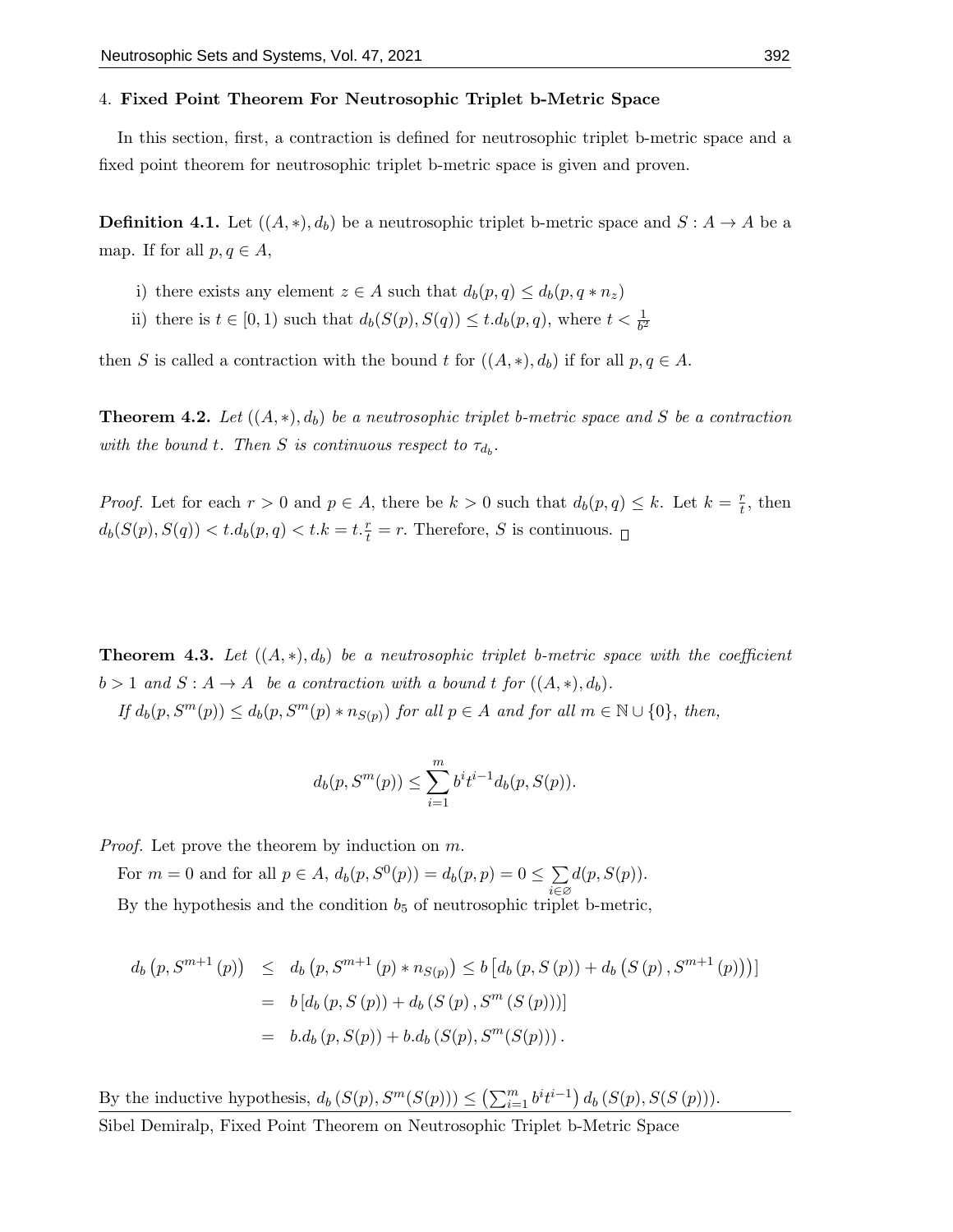## 4. **Fixed Point Theorem For Neutrosophic Triplet b-Metric Space**

In this section, first, a contraction is defined for neutrosophic triplet b-metric space and a fixed point theorem for neutrosophic triplet b-metric space is given and proven.

**Definition 4.1.** Let $((A,*), d_b)$ be a neutrosophic triplet b-metric space and $S : A \to A$ be a map. If for all $p, q \in A$,

i) there exists any element $z \in A$ such that $d_b(p, q) \leq d_b(p, q * n_z)$

ii) there is $t \in [0, 1)$ such that $d_b(S(p), S(q)) \leq t.d_b(p, q)$, where $t < \frac{1}{b^2}$

then $S$ is called a contraction with the bound $t$ for $((A,*), d_b)$ if for all $p, q \in A$.

**Theorem 4.2.** *Let $((A,*), d_b)$ be a neutrosophic triplet b-metric space and $S$ be a contraction with the bound $t$. Then $S$ is continuous respect to $\tau_{d_b}$.*

*Proof.* Let for each $r > 0$ and $p \in A$, there be $k > 0$ such that $d_b(p, q) \leq k$. Let $k = \frac{r}{t}$, then $d_b(S(p), S(q)) < t.d_b(p, q) < t.k = t.\frac{r}{t} = r$. Therefore, $S$ is continuous. □

**Theorem 4.3.** *Let $((A,*), d_b)$ be a neutrosophic triplet b-metric space with the coefficient $b > 1$ and $S : A \to A$ be a contraction with a bound $t$ for $((A,*), d_b)$.*

*If $d_b(p, S^m(p)) \leq d_b(p, S^m(p) * n_{S(p)})$ for all $p \in A$ and for all $m \in \mathbb{N} \cup \{0\}$, then,*

$$d_b(p, S^m(p)) \leq \sum_{i=1}^{m} b^i t^{i-1} d_b(p, S(p)).$$

*Proof.* Let prove the theorem by induction on $m$.

For $m = 0$ and for all $p \in A$, $d_b(p, S^0(p)) = d_b(p, p) = 0 \leq \sum_{i \in \varnothing} d(p, S(p))$.

By the hypothesis and the condition $b_5$ of neutrosophic triplet b-metric,

$$\begin{aligned}
d_b\left(p, S^{m+1}(p)\right) &\leq d_b\left(p, S^{m+1}(p) * n_{S(p)}\right) \leq b\left[d_b\left(p, S(p)\right) + d_b\left(S(p), S^{m+1}(p)\right)\right] \\
&= b\left[d_b\left(p, S(p)\right) + d_b\left(S(p), S^m\left(S(p)\right)\right)\right] \\
&= b.d_b\left(p, S(p)\right) + b.d_b\left(S(p), S^m(S(p))\right).
\end{aligned}$$

By the inductive hypothesis, $d_b\left(S(p), S^m(S(p))\right) \leq \left(\sum_{i=1}^{m} b^i t^{i-1}\right) d_b\left(S(p), S(S(p))\right)$.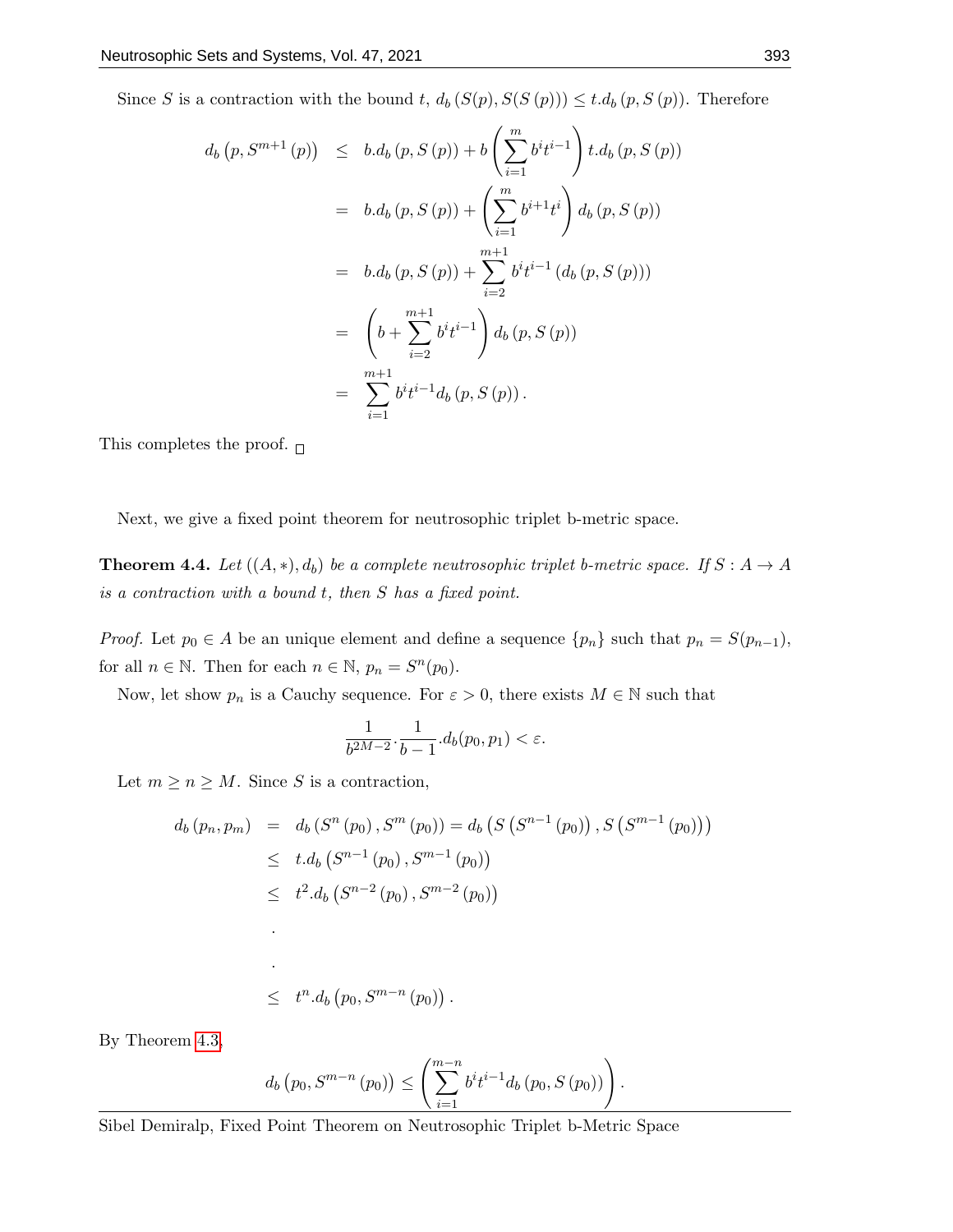Since $S$ is a contraction with the bound $t$, $d_b\left(S(p), S(S\left(p\right)\right)) \leq t.d_b\left(p, S\left(p\right)\right)$. Therefore

$$
\begin{aligned}
d_b\left(p, S^{m+1}\left(p\right)\right) &\leq b.d_b\left(p, S\left(p\right)\right) + b\left(\sum_{i=1}^{m} b^i t^{i-1}\right) t.d_b\left(p, S\left(p\right)\right) \\
&= b.d_b\left(p, S\left(p\right)\right) + \left(\sum_{i=1}^{m} b^{i+1} t^i\right) d_b\left(p, S\left(p\right)\right) \\
&= b.d_b\left(p, S\left(p\right)\right) + \sum_{i=2}^{m+1} b^i t^{i-1}\left(d_b\left(p, S\left(p\right)\right)\right) \\
&= \left(b + \sum_{i=2}^{m+1} b^i t^{i-1}\right) d_b\left(p, S\left(p\right)\right) \\
&= \sum_{i=1}^{m+1} b^i t^{i-1} d_b\left(p, S\left(p\right)\right).
\end{aligned}
$$

This completes the proof. □

Next, we give a fixed point theorem for neutrosophic triplet b-metric space.

**Theorem 4.4.** *Let $((A, *), d_b)$ be a complete neutrosophic triplet b-metric space. If $S : A \to A$ is a contraction with a bound $t$, then $S$ has a fixed point.*

*Proof.* Let $p_0 \in A$ be an unique element and define a sequence $\{p_n\}$ such that $p_n = S(p_{n-1})$, for all $n \in \mathbb{N}$. Then for each $n \in \mathbb{N}$, $p_n = S^n(p_0)$.

Now, let show $p_n$ is a Cauchy sequence. For $\varepsilon > 0$, there exists $M \in \mathbb{N}$ such that

$$\frac{1}{b^{2M-2}} \cdot \frac{1}{b-1} . d_b(p_0, p_1) < \varepsilon.$$

Let $m \geq n \geq M$. Since $S$ is a contraction,

$$
\begin{aligned}
d_b\left(p_n, p_m\right) &= d_b\left(S^n\left(p_0\right), S^m\left(p_0\right)\right) = d_b\left(S\left(S^{n-1}\left(p_0\right)\right), S\left(S^{m-1}\left(p_0\right)\right)\right) \\
&\leq t.d_b\left(S^{n-1}\left(p_0\right), S^{m-1}\left(p_0\right)\right) \\
&\leq t^2.d_b\left(S^{n-2}\left(p_0\right), S^{m-2}\left(p_0\right)\right) \\
&\;\;. \\
&\;\;. \\
&\leq t^n.d_b\left(p_0, S^{m-n}\left(p_0\right)\right).
\end{aligned}
$$

By Theorem 4.3,

$$d_b\left(p_0, S^{m-n}\left(p_0\right)\right) \leq \left(\sum_{i=1}^{m-n} b^i t^{i-1} d_b\left(p_0, S\left(p_0\right)\right)\right).$$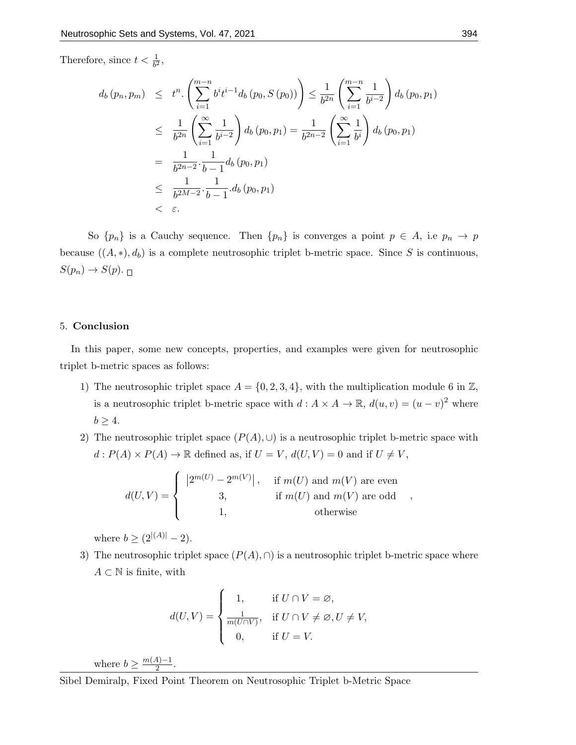Therefore, since $t < \frac{1}{b^2}$,

$$
\begin{aligned}
d_b(p_n, p_m) &\leq t^n. \left( \sum_{i=1}^{m-n} b^i t^{i-1} d_b(p_0, S(p_0)) \right) \leq \frac{1}{b^{2n}} \left( \sum_{i=1}^{m-n} \frac{1}{b^{i-2}} \right) d_b(p_0, p_1) \\
&\leq \frac{1}{b^{2n}} \left( \sum_{i=1}^{\infty} \frac{1}{b^{i-2}} \right) d_b(p_0, p_1) = \frac{1}{b^{2n-2}} \left( \sum_{i=1}^{\infty} \frac{1}{b^i} \right) d_b(p_0, p_1) \\
&= \frac{1}{b^{2n-2}} \cdot \frac{1}{b-1} d_b(p_0, p_1) \\
&\leq \frac{1}{b^{2M-2}} \cdot \frac{1}{b-1} . d_b(p_0, p_1) \\
&< \varepsilon.
\end{aligned}
$$

So $\{p_n\}$ is a Cauchy sequence. Then $\{p_n\}$ is converges a point $p \in A$, i.e $p_n \to p$ because $((A, *), d_b)$ is a complete neutrosophic triplet b-metric space. Since $S$ is continuous, $S(p_n) \to S(p)$. □

## 5. Conclusion

In this paper, some new concepts, properties, and examples were given for neutrosophic triplet b-metric spaces as follows:

1) The neutrosophic triplet space $A = \{0, 2, 3, 4\}$, with the multiplication module 6 in $\mathbb{Z}$, is a neutrosophic triplet b-metric space with $d : A \times A \to \mathbb{R}$, $d(u, v) = (u - v)^2$ where $b \geq 4$.
2) The neutrosophic triplet space $(P(A), \cup)$ is a neutrosophic triplet b-metric space with $d : P(A) \times P(A) \to \mathbb{R}$ defined as, if $U = V$, $d(U, V) = 0$ and if $U \neq V$,

$$
d(U, V) = \begin{cases} \left|2^{m(U)} - 2^{m(V)}\right|, & \text{if } m(U) \text{ and } m(V) \text{ are even} \\ 3, & \text{if } m(U) \text{ and } m(V) \text{ are odd} \\ 1, & \text{otherwise} \end{cases},
$$

where $b \geq (2^{|(A)|} - 2)$.

3) The neutrosophic triplet space $(P(A), \cap)$ is a neutrosophic triplet b-metric space where $A \subset \mathbb{N}$ is finite, with

$$
d(U, V) = \begin{cases} 1, & \text{if } U \cap V = \varnothing, \\ \frac{1}{m(U \cap V)}, & \text{if } U \cap V \neq \varnothing, U \neq V, \\ 0, & \text{if } U = V. \end{cases}
$$

where $b \geq \frac{m(A)-1}{2}$.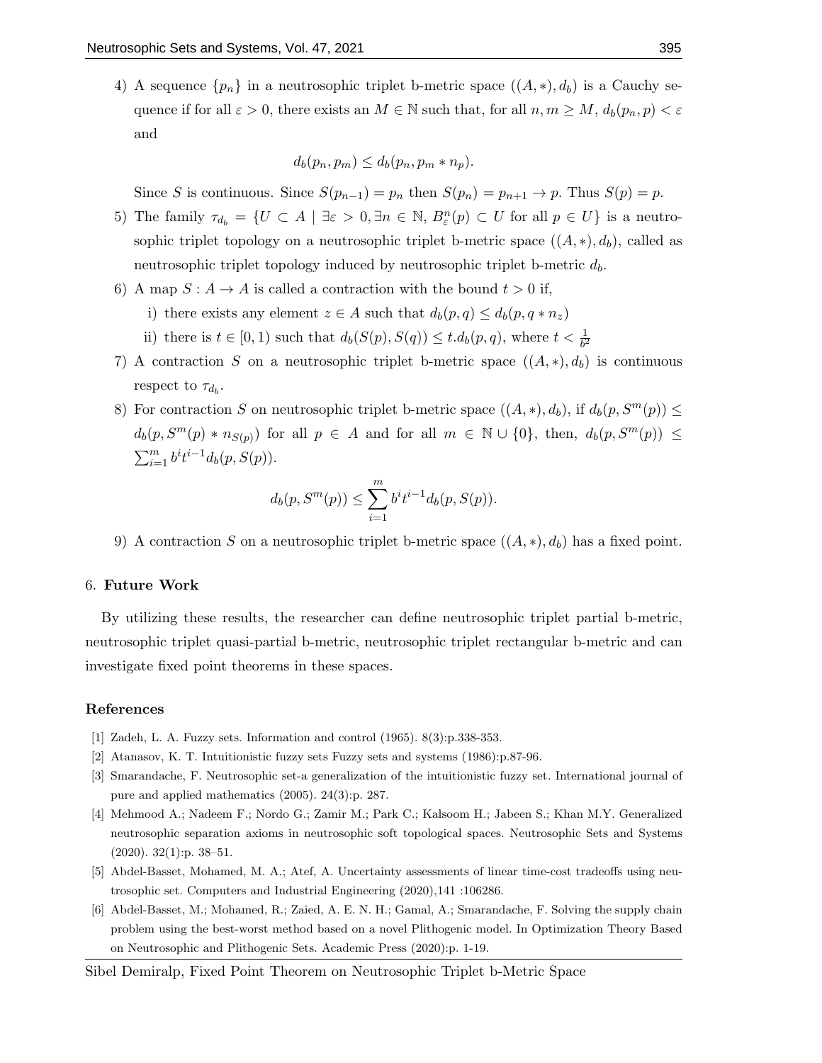4) A sequence $\{p_n\}$ in a neutrosophic triplet b-metric space $((A,*),d_b)$ is a Cauchy sequence if for all $\varepsilon > 0$, there exists an $M \in \mathbb{N}$ such that, for all $n, m \geq M$, $d_b(p_n, p) < \varepsilon$ and

$$d_b(p_n, p_m) \leq d_b(p_n, p_m * n_p).$$

Since $S$ is continuous. Since $S(p_{n-1}) = p_n$ then $S(p_n) = p_{n+1} \to p$. Thus $S(p) = p$.

5) The family $\tau_{d_b} = \{U \subset A \mid \exists \varepsilon > 0, \exists n \in \mathbb{N}, B^n_\varepsilon(p) \subset U \text{ for all } p \in U\}$ is a neutrosophic triplet topology on a neutrosophic triplet b-metric space $((A,*),d_b)$, called as neutrosophic triplet topology induced by neutrosophic triplet b-metric $d_b$.

6) A map $S : A \to A$ is called a contraction with the bound $t > 0$ if,
   i) there exists any element $z \in A$ such that $d_b(p,q) \leq d_b(p, q * n_z)$
   ii) there is $t \in [0,1)$ such that $d_b(S(p), S(q)) \leq t.d_b(p,q)$, where $t < \frac{1}{b^2}$

7) A contraction $S$ on a neutrosophic triplet b-metric space $((A,*),d_b)$ is continuous respect to $\tau_{d_b}$.

8) For contraction $S$ on neutrosophic triplet b-metric space $((A,*),d_b)$, if $d_b(p, S^m(p)) \leq d_b(p, S^m(p) * n_{S(p)})$ for all $p \in A$ and for all $m \in \mathbb{N} \cup \{0\}$, then, $d_b(p, S^m(p)) \leq \sum_{i=1}^{m} b^i t^{i-1} d_b(p, S(p))$.

$$d_b(p, S^m(p)) \leq \sum_{i=1}^{m} b^i t^{i-1} d_b(p, S(p)).$$

9) A contraction $S$ on a neutrosophic triplet b-metric space $((A,*),d_b)$ has a fixed point.

## 6. Future Work

By utilizing these results, the researcher can define neutrosophic triplet partial b-metric, neutrosophic triplet quasi-partial b-metric, neutrosophic triplet rectangular b-metric and can investigate fixed point theorems in these spaces.

## References

[1] Zadeh, L. A. Fuzzy sets. Information and control (1965). 8(3):p.338-353.

[2] Atanasov, K. T. Intuitionistic fuzzy sets Fuzzy sets and systems (1986):p.87-96.

[3] Smarandache, F. Neutrosophic set-a generalization of the intuitionistic fuzzy set. International journal of pure and applied mathematics (2005). 24(3):p. 287.

[4] Mehmood A.; Nadeem F.; Nordo G.; Zamir M.; Park C.; Kalsoom H.; Jabeen S.; Khan M.Y. Generalized neutrosophic separation axioms in neutrosophic soft topological spaces. Neutrosophic Sets and Systems (2020). 32(1):p. 38–51.

[5] Abdel-Basset, Mohamed, M. A.; Atef, A. Uncertainty assessments of linear time-cost tradeoffs using neutrosophic set. Computers and Industrial Engineering (2020),141 :106286.

[6] Abdel-Basset, M.; Mohamed, R.; Zaied, A. E. N. H.; Gamal, A.; Smarandache, F. Solving the supply chain problem using the best-worst method based on a novel Plithogenic model. In Optimization Theory Based on Neutrosophic and Plithogenic Sets. Academic Press (2020):p. 1-19.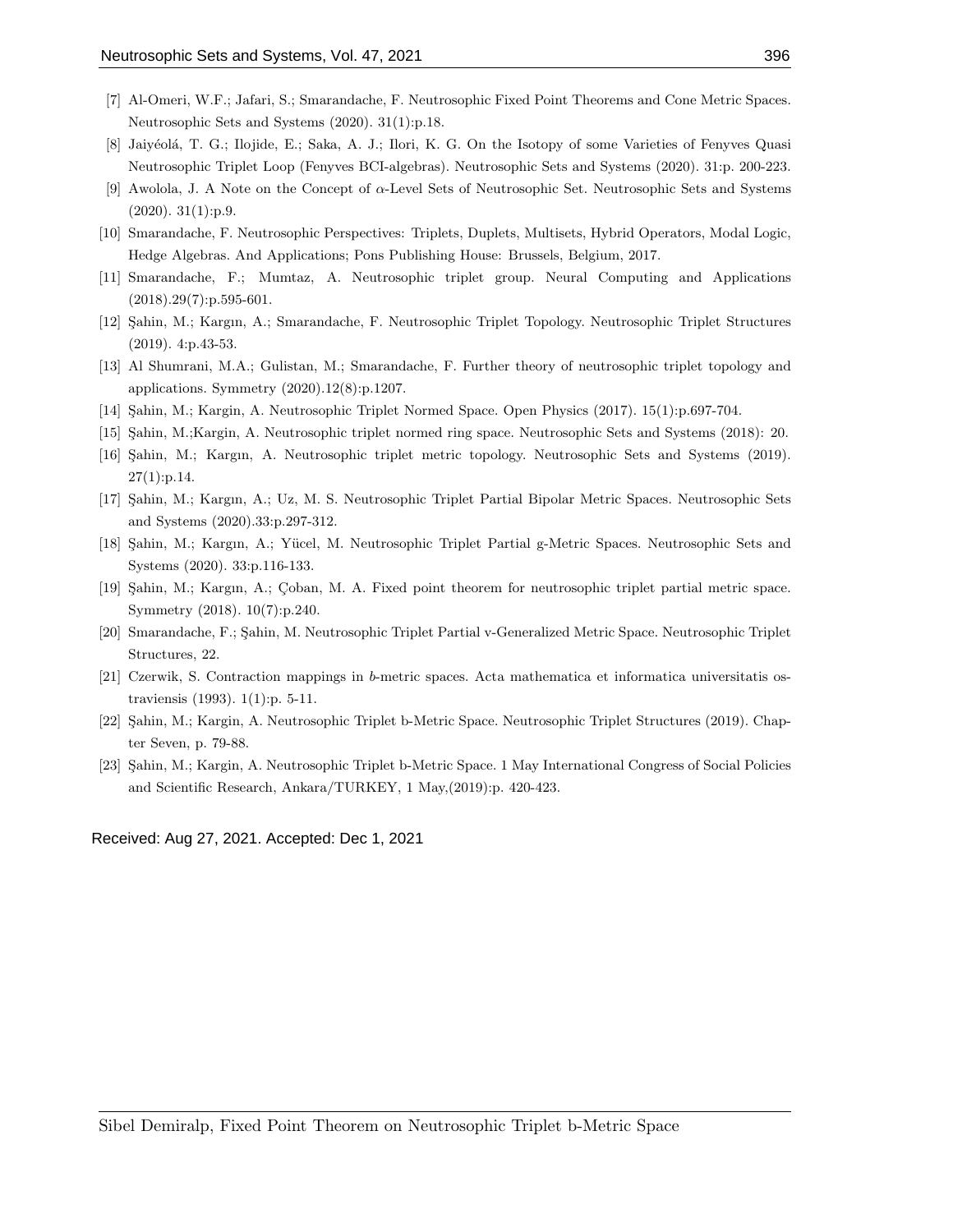[7] Al-Omeri, W.F.; Jafari, S.; Smarandache, F. Neutrosophic Fixed Point Theorems and Cone Metric Spaces. Neutrosophic Sets and Systems (2020). 31(1):p.18.

[8] Jaiyéolá, T. G.; Ilojide, E.; Saka, A. J.; Ilori, K. G. On the Isotopy of some Varieties of Fenyves Quasi Neutrosophic Triplet Loop (Fenyves BCI-algebras). Neutrosophic Sets and Systems (2020). 31:p. 200-223.

[9] Awolola, J. A Note on the Concept of $\alpha$-Level Sets of Neutrosophic Set. Neutrosophic Sets and Systems (2020). 31(1):p.9.

[10] Smarandache, F. Neutrosophic Perspectives: Triplets, Duplets, Multisets, Hybrid Operators, Modal Logic, Hedge Algebras. And Applications; Pons Publishing House: Brussels, Belgium, 2017.

[11] Smarandache, F.; Mumtaz, A. Neutrosophic triplet group. Neural Computing and Applications (2018).29(7):p.595-601.

[12] Şahin, M.; Kargın, A.; Smarandache, F. Neutrosophic Triplet Topology. Neutrosophic Triplet Structures (2019). 4:p.43-53.

[13] Al Shumrani, M.A.; Gulistan, M.; Smarandache, F. Further theory of neutrosophic triplet topology and applications. Symmetry (2020).12(8):p.1207.

[14] Şahin, M.; Kargin, A. Neutrosophic Triplet Normed Space. Open Physics (2017). 15(1):p.697-704.

[15] Şahin, M.;Kargin, A. Neutrosophic triplet normed ring space. Neutrosophic Sets and Systems (2018): 20.

[16] Şahin, M.; Kargın, A. Neutrosophic triplet metric topology. Neutrosophic Sets and Systems (2019). 27(1):p.14.

[17] Şahin, M.; Kargın, A.; Uz, M. S. Neutrosophic Triplet Partial Bipolar Metric Spaces. Neutrosophic Sets and Systems (2020).33:p.297-312.

[18] Şahin, M.; Kargın, A.; Yücel, M. Neutrosophic Triplet Partial g-Metric Spaces. Neutrosophic Sets and Systems (2020). 33:p.116-133.

[19] Şahin, M.; Kargın, A.; Çoban, M. A. Fixed point theorem for neutrosophic triplet partial metric space. Symmetry (2018). 10(7):p.240.

[20] Smarandache, F.; Şahin, M. Neutrosophic Triplet Partial v-Generalized Metric Space. Neutrosophic Triplet Structures, 22.

[21] Czerwik, S. Contraction mappings in *b*-metric spaces. Acta mathematica et informatica universitatis ostraviensis (1993). 1(1):p. 5-11.

[22] Şahin, M.; Kargin, A. Neutrosophic Triplet b-Metric Space. Neutrosophic Triplet Structures (2019). Chapter Seven, p. 79-88.

[23] Şahin, M.; Kargin, A. Neutrosophic Triplet b-Metric Space. 1 May International Congress of Social Policies and Scientific Research, Ankara/TURKEY, 1 May,(2019):p. 420-423.

Received: Aug 27, 2021. Accepted: Dec 1, 2021